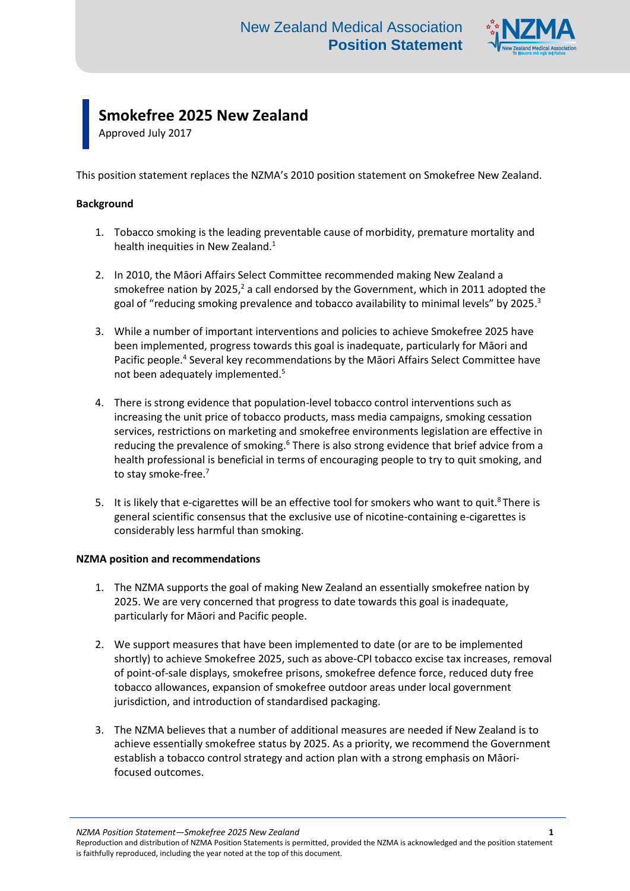New Zealand Medical Association
**Position Statement**

# Smokefree 2025 New Zealand

Approved July 2017

This position statement replaces the NZMA's 2010 position statement on Smokefree New Zealand.

**Background**

1. Tobacco smoking is the leading preventable cause of morbidity, premature mortality and health inequities in New Zealand.[1]

2. In 2010, the Māori Affairs Select Committee recommended making New Zealand a smokefree nation by 2025,[2] a call endorsed by the Government, which in 2011 adopted the goal of "reducing smoking prevalence and tobacco availability to minimal levels" by 2025.[3]

3. While a number of important interventions and policies to achieve Smokefree 2025 have been implemented, progress towards this goal is inadequate, particularly for Māori and Pacific people.[4] Several key recommendations by the Māori Affairs Select Committee have not been adequately implemented.[5]

4. There is strong evidence that population-level tobacco control interventions such as increasing the unit price of tobacco products, mass media campaigns, smoking cessation services, restrictions on marketing and smokefree environments legislation are effective in reducing the prevalence of smoking.[6] There is also strong evidence that brief advice from a health professional is beneficial in terms of encouraging people to try to quit smoking, and to stay smoke-free.[7]

5. It is likely that e-cigarettes will be an effective tool for smokers who want to quit.[8] There is general scientific consensus that the exclusive use of nicotine-containing e-cigarettes is considerably less harmful than smoking.

**NZMA position and recommendations**

1. The NZMA supports the goal of making New Zealand an essentially smokefree nation by 2025. We are very concerned that progress to date towards this goal is inadequate, particularly for Māori and Pacific people.

2. We support measures that have been implemented to date (or are to be implemented shortly) to achieve Smokefree 2025, such as above-CPI tobacco excise tax increases, removal of point-of-sale displays, smokefree prisons, smokefree defence force, reduced duty free tobacco allowances, expansion of smokefree outdoor areas under local government jurisdiction, and introduction of standardised packaging.

3. The NZMA believes that a number of additional measures are needed if New Zealand is to achieve essentially smokefree status by 2025. As a priority, we recommend the Government establish a tobacco control strategy and action plan with a strong emphasis on Māori-focused outcomes.

Reproduction and distribution of NZMA Position Statements is permitted, provided the NZMA is acknowledged and the position statement is faithfully reproduced, including the year noted at the top of this document.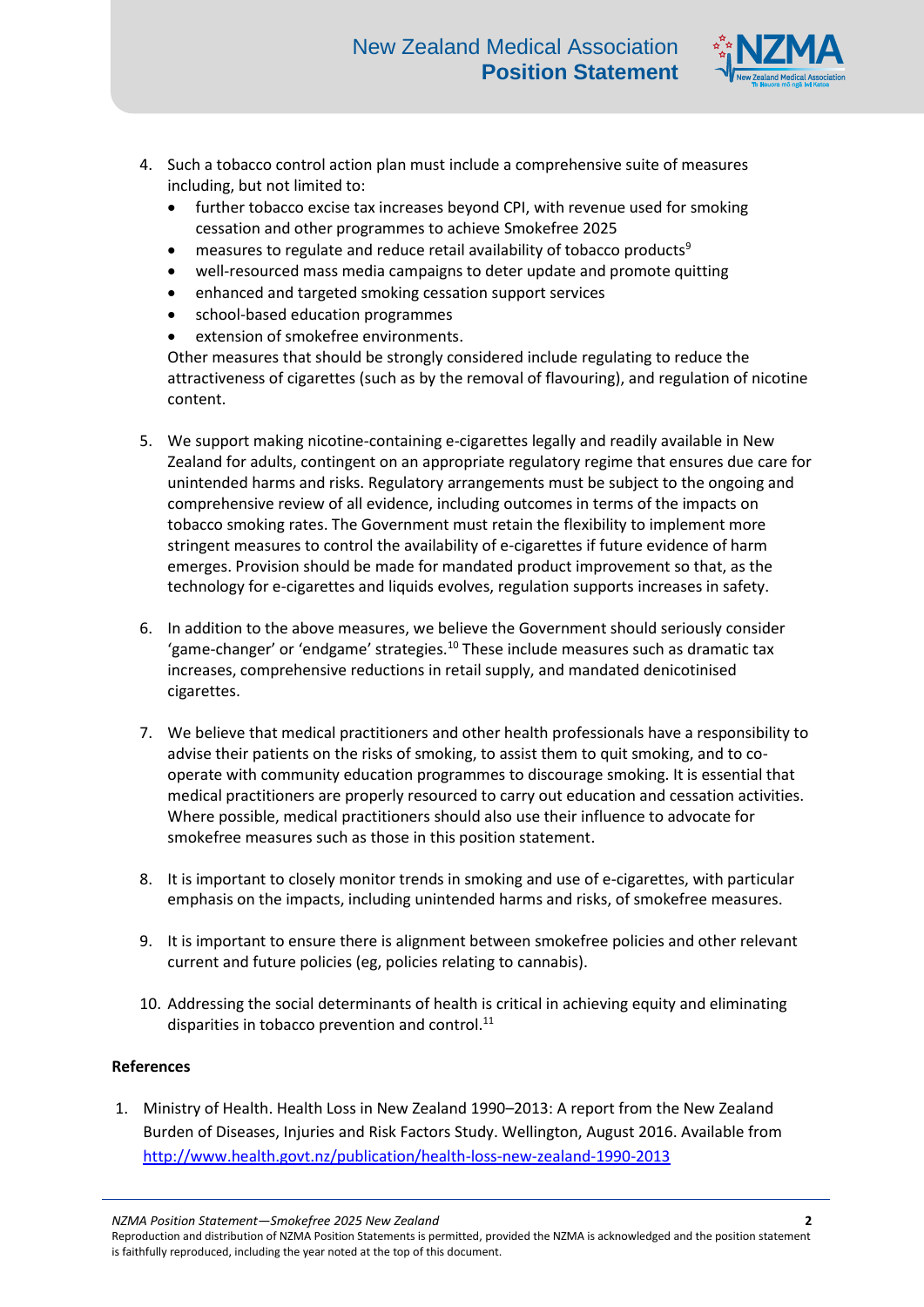4. Such a tobacco control action plan must include a comprehensive suite of measures including, but not limited to:
   - further tobacco excise tax increases beyond CPI, with revenue used for smoking cessation and other programmes to achieve Smokefree 2025
   - measures to regulate and reduce retail availability of tobacco products[9]
   - well-resourced mass media campaigns to deter update and promote quitting
   - enhanced and targeted smoking cessation support services
   - school-based education programmes
   - extension of smokefree environments.

   Other measures that should be strongly considered include regulating to reduce the attractiveness of cigarettes (such as by the removal of flavouring), and regulation of nicotine content.

5. We support making nicotine-containing e-cigarettes legally and readily available in New Zealand for adults, contingent on an appropriate regulatory regime that ensures due care for unintended harms and risks. Regulatory arrangements must be subject to the ongoing and comprehensive review of all evidence, including outcomes in terms of the impacts on tobacco smoking rates. The Government must retain the flexibility to implement more stringent measures to control the availability of e-cigarettes if future evidence of harm emerges. Provision should be made for mandated product improvement so that, as the technology for e-cigarettes and liquids evolves, regulation supports increases in safety.

6. In addition to the above measures, we believe the Government should seriously consider 'game-changer' or 'endgame' strategies.[10] These include measures such as dramatic tax increases, comprehensive reductions in retail supply, and mandated denicotinised cigarettes.

7. We believe that medical practitioners and other health professionals have a responsibility to advise their patients on the risks of smoking, to assist them to quit smoking, and to co-operate with community education programmes to discourage smoking. It is essential that medical practitioners are properly resourced to carry out education and cessation activities. Where possible, medical practitioners should also use their influence to advocate for smokefree measures such as those in this position statement.

8. It is important to closely monitor trends in smoking and use of e-cigarettes, with particular emphasis on the impacts, including unintended harms and risks, of smokefree measures.

9. It is important to ensure there is alignment between smokefree policies and other relevant current and future policies (eg, policies relating to cannabis).

10. Addressing the social determinants of health is critical in achieving equity and eliminating disparities in tobacco prevention and control.[11]

**References**

1. Ministry of Health. Health Loss in New Zealand 1990–2013: A report from the New Zealand Burden of Diseases, Injuries and Risk Factors Study. Wellington, August 2016. Available from http://www.health.govt.nz/publication/health-loss-new-zealand-1990-2013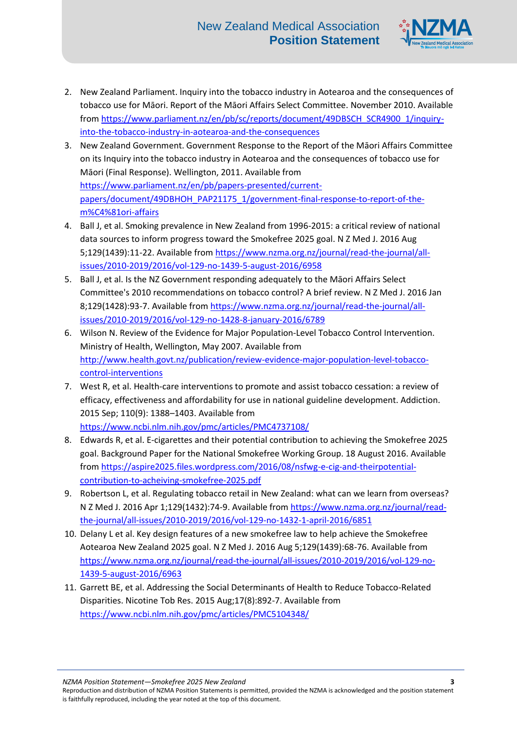2. New Zealand Parliament. Inquiry into the tobacco industry in Aotearoa and the consequences of tobacco use for Māori. Report of the Māori Affairs Select Committee. November 2010. Available from https://www.parliament.nz/en/pb/sc/reports/document/49DBSCH_SCR4900_1/inquiry-into-the-tobacco-industry-in-aotearoa-and-the-consequences
3. New Zealand Government. Government Response to the Report of the Māori Affairs Committee on its Inquiry into the tobacco industry in Aotearoa and the consequences of tobacco use for Māori (Final Response). Wellington, 2011. Available from https://www.parliament.nz/en/pb/papers-presented/current-papers/document/49DBHOH_PAP21175_1/government-final-response-to-report-of-the-m%C4%81ori-affairs
4. Ball J, et al. Smoking prevalence in New Zealand from 1996-2015: a critical review of national data sources to inform progress toward the Smokefree 2025 goal. N Z Med J. 2016 Aug 5;129(1439):11-22. Available from https://www.nzma.org.nz/journal/read-the-journal/all-issues/2010-2019/2016/vol-129-no-1439-5-august-2016/6958
5. Ball J, et al. Is the NZ Government responding adequately to the Māori Affairs Select Committee's 2010 recommendations on tobacco control? A brief review. N Z Med J. 2016 Jan 8;129(1428):93-7. Available from https://www.nzma.org.nz/journal/read-the-journal/all-issues/2010-2019/2016/vol-129-no-1428-8-january-2016/6789
6. Wilson N. Review of the Evidence for Major Population-Level Tobacco Control Intervention. Ministry of Health, Wellington, May 2007. Available from http://www.health.govt.nz/publication/review-evidence-major-population-level-tobacco-control-interventions
7. West R, et al. Health-care interventions to promote and assist tobacco cessation: a review of efficacy, effectiveness and affordability for use in national guideline development. Addiction. 2015 Sep; 110(9): 1388–1403. Available from https://www.ncbi.nlm.nih.gov/pmc/articles/PMC4737108/
8. Edwards R, et al. E-cigarettes and their potential contribution to achieving the Smokefree 2025 goal. Background Paper for the National Smokefree Working Group. 18 August 2016. Available from https://aspire2025.files.wordpress.com/2016/08/nsfwg-e-cig-and-theirpotential-contribution-to-acheiving-smokefree-2025.pdf
9. Robertson L, et al. Regulating tobacco retail in New Zealand: what can we learn from overseas? N Z Med J. 2016 Apr 1;129(1432):74-9. Available from https://www.nzma.org.nz/journal/read-the-journal/all-issues/2010-2019/2016/vol-129-no-1432-1-april-2016/6851
10. Delany L et al. Key design features of a new smokefree law to help achieve the Smokefree Aotearoa New Zealand 2025 goal. N Z Med J. 2016 Aug 5;129(1439):68-76. Available from https://www.nzma.org.nz/journal/read-the-journal/all-issues/2010-2019/2016/vol-129-no-1439-5-august-2016/6963
11. Garrett BE, et al. Addressing the Social Determinants of Health to Reduce Tobacco-Related Disparities. Nicotine Tob Res. 2015 Aug;17(8):892-7. Available from https://www.ncbi.nlm.nih.gov/pmc/articles/PMC5104348/

*NZMA Position Statement—Smokefree 2025 New Zealand*

Reproduction and distribution of NZMA Position Statements is permitted, provided the NZMA is acknowledged and the position statement is faithfully reproduced, including the year noted at the top of this document.